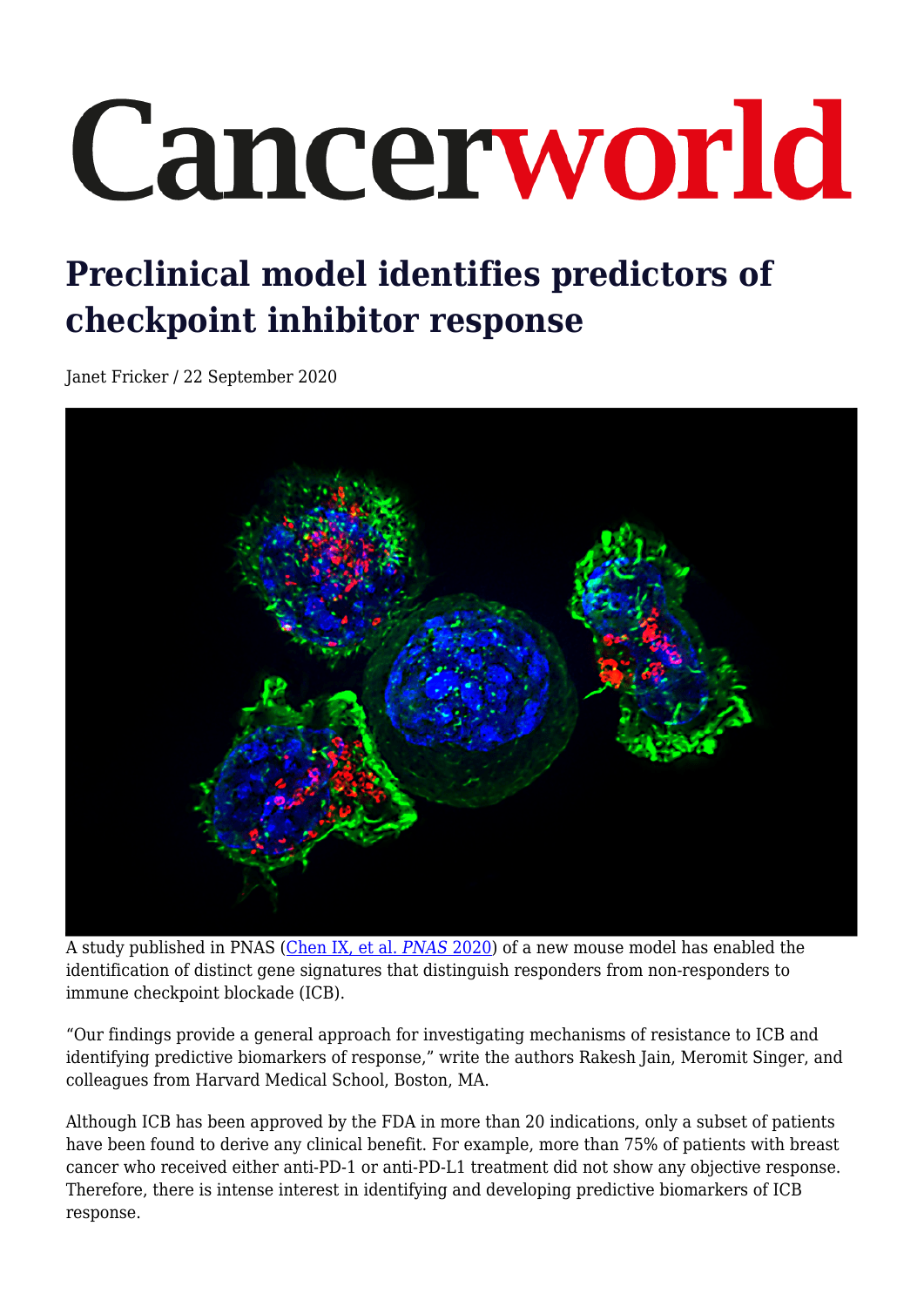# Cancerworld

## Preclinical model identifies predictors of checkpoint inhibitor response

Janet Fricker / 22 September 2020

A study published in PNAS ([Chen IX, et al. *PNAS* 2020]) of a new mouse model has enabled the identification of distinct gene signatures that distinguish responders from non-responders to immune checkpoint blockade (ICB).

"Our findings provide a general approach for investigating mechanisms of resistance to ICB and identifying predictive biomarkers of response," write the authors Rakesh Jain, Meromit Singer, and colleagues from Harvard Medical School, Boston, MA.

Although ICB has been approved by the FDA in more than 20 indications, only a subset of patients have been found to derive any clinical benefit. For example, more than 75% of patients with breast cancer who received either anti-PD-1 or anti-PD-L1 treatment did not show any objective response. Therefore, there is intense interest in identifying and developing predictive biomarkers of ICB response.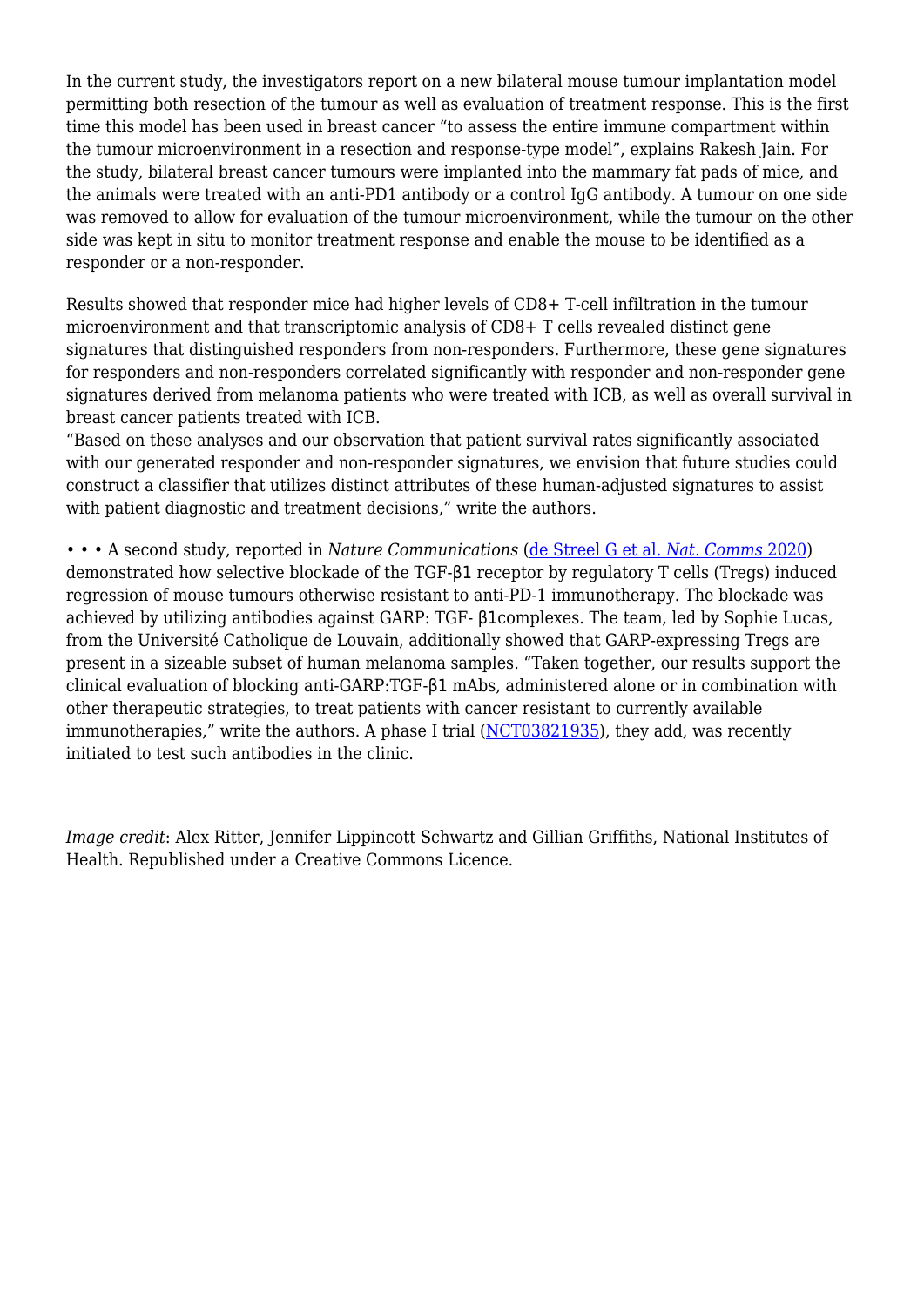In the current study, the investigators report on a new bilateral mouse tumour implantation model permitting both resection of the tumour as well as evaluation of treatment response. This is the first time this model has been used in breast cancer "to assess the entire immune compartment within the tumour microenvironment in a resection and response-type model", explains Rakesh Jain. For the study, bilateral breast cancer tumours were implanted into the mammary fat pads of mice, and the animals were treated with an anti-PD1 antibody or a control IgG antibody. A tumour on one side was removed to allow for evaluation of the tumour microenvironment, while the tumour on the other side was kept in situ to monitor treatment response and enable the mouse to be identified as a responder or a non-responder.

Results showed that responder mice had higher levels of CD8+ T-cell infiltration in the tumour microenvironment and that transcriptomic analysis of CD8+ T cells revealed distinct gene signatures that distinguished responders from non-responders. Furthermore, these gene signatures for responders and non-responders correlated significantly with responder and non-responder gene signatures derived from melanoma patients who were treated with ICB, as well as overall survival in breast cancer patients treated with ICB.

"Based on these analyses and our observation that patient survival rates significantly associated with our generated responder and non-responder signatures, we envision that future studies could construct a classifier that utilizes distinct attributes of these human-adjusted signatures to assist with patient diagnostic and treatment decisions," write the authors.

• • • A second study, reported in *Nature Communications* (de Streel G et al. *Nat. Comms* 2020) demonstrated how selective blockade of the TGF-β1 receptor by regulatory T cells (Tregs) induced regression of mouse tumours otherwise resistant to anti-PD-1 immunotherapy. The blockade was achieved by utilizing antibodies against GARP: TGF- β1complexes. The team, led by Sophie Lucas, from the Université Catholique de Louvain, additionally showed that GARP-expressing Tregs are present in a sizeable subset of human melanoma samples. "Taken together, our results support the clinical evaluation of blocking anti-GARP:TGF-β1 mAbs, administered alone or in combination with other therapeutic strategies, to treat patients with cancer resistant to currently available immunotherapies," write the authors. A phase I trial (NCT03821935), they add, was recently initiated to test such antibodies in the clinic.

*Image credit*: Alex Ritter, Jennifer Lippincott Schwartz and Gillian Griffiths, National Institutes of Health. Republished under a Creative Commons Licence.